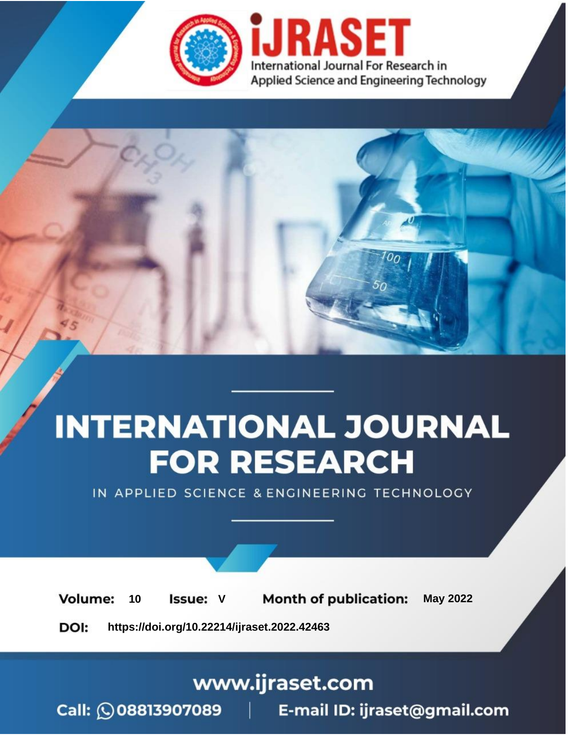# INTERNATIONAL JOURNAL FOR RESEARCH

IN APPLIED SCIENCE & ENGINEERING TECHNOLOGY

**Volume:** 10 **Issue:** V **Month of publication:** May 2022

**DOI:** https://doi.org/10.22214/ijraset.2022.42463

www.ijraset.com

Call: 08813907089 | E-mail ID: ijraset@gmail.com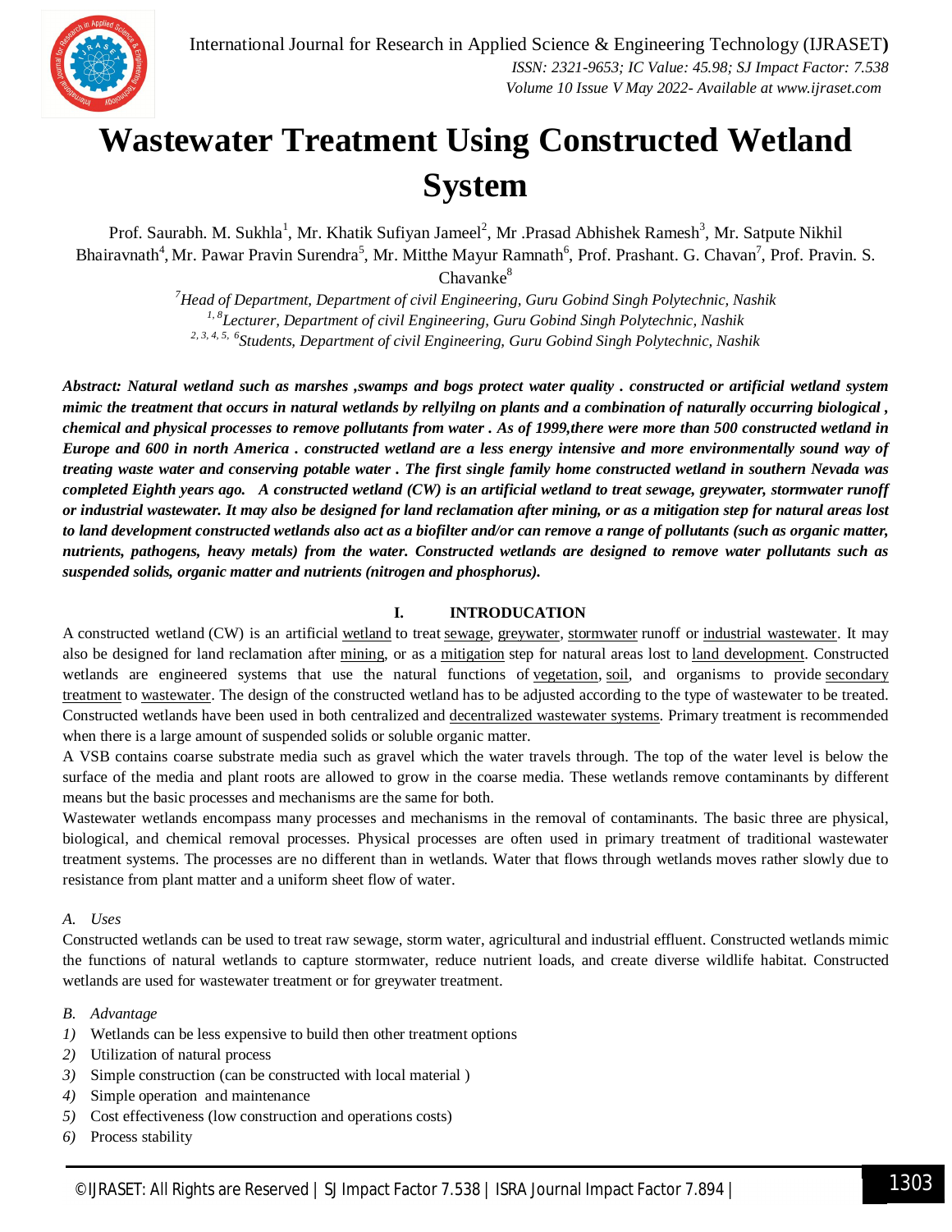# Wastewater Treatment Using Constructed Wetland System

Prof. Saurabh. M. Sukhla[1], Mr. Khatik Sufiyan Jameel[2], Mr .Prasad Abhishek Ramesh[3], Mr. Satpute Nikhil Bhairavnath[4], Mr. Pawar Pravin Surendra[5], Mr. Mitthe Mayur Ramnath[6], Prof. Prashant. G. Chavan[7], Prof. Pravin. S. Chavanke[8]

*[7]Head of Department, Department of civil Engineering, Guru Gobind Singh Polytechnic, Nashik*
*[1, 8]Lecturer, Department of civil Engineering, Guru Gobind Singh Polytechnic, Nashik*
*[2, 3, 4, 5, 6]Students, Department of civil Engineering, Guru Gobind Singh Polytechnic, Nashik*

***Abstract:** Natural wetland such as marshes ,swamps and bogs protect water quality . constructed or artificial wetland system mimic the treatment that occurs in natural wetlands by rellyilng on plants and a combination of naturally occurring biological , chemical and physical processes to remove pollutants from water . As of 1999,there were more than 500 constructed wetland in Europe and 600 in north America . constructed wetland are a less energy intensive and more environmentally sound way of treating waste water and conserving potable water . The first single family home constructed wetland in southern Nevada was completed Eighth years ago. A constructed wetland (CW) is an artificial wetland to treat sewage, greywater, stormwater runoff or industrial wastewater. It may also be designed for land reclamation after mining, or as a mitigation step for natural areas lost to land development constructed wetlands also act as a biofilter and/or can remove a range of pollutants (such as organic matter, nutrients, pathogens, heavy metals) from the water. Constructed wetlands are designed to remove water pollutants such as suspended solids, organic matter and nutrients (nitrogen and phosphorus).*

## I. INTRODUCATION

A constructed wetland (CW) is an artificial wetland to treat sewage, greywater, stormwater runoff or industrial wastewater. It may also be designed for land reclamation after mining, or as a mitigation step for natural areas lost to land development. Constructed wetlands are engineered systems that use the natural functions of vegetation, soil, and organisms to provide secondary treatment to wastewater. The design of the constructed wetland has to be adjusted according to the type of wastewater to be treated. Constructed wetlands have been used in both centralized and decentralized wastewater systems. Primary treatment is recommended when there is a large amount of suspended solids or soluble organic matter.

A VSB contains coarse substrate media such as gravel which the water travels through. The top of the water level is below the surface of the media and plant roots are allowed to grow in the coarse media. These wetlands remove contaminants by different means but the basic processes and mechanisms are the same for both.

Wastewater wetlands encompass many processes and mechanisms in the removal of contaminants. The basic three are physical, biological, and chemical removal processes. Physical processes are often used in primary treatment of traditional wastewater treatment systems. The processes are no different than in wetlands. Water that flows through wetlands moves rather slowly due to resistance from plant matter and a uniform sheet flow of water.

### *A. Uses*

Constructed wetlands can be used to treat raw sewage, storm water, agricultural and industrial effluent. Constructed wetlands mimic the functions of natural wetlands to capture stormwater, reduce nutrient loads, and create diverse wildlife habitat. Constructed wetlands are used for wastewater treatment or for greywater treatment.

### *B. Advantage*

1) Wetlands can be less expensive to build then other treatment options
2) Utilization of natural process
3) Simple construction (can be constructed with local material )
4) Simple operation and maintenance
5) Cost effectiveness (low construction and operations costs)
6) Process stability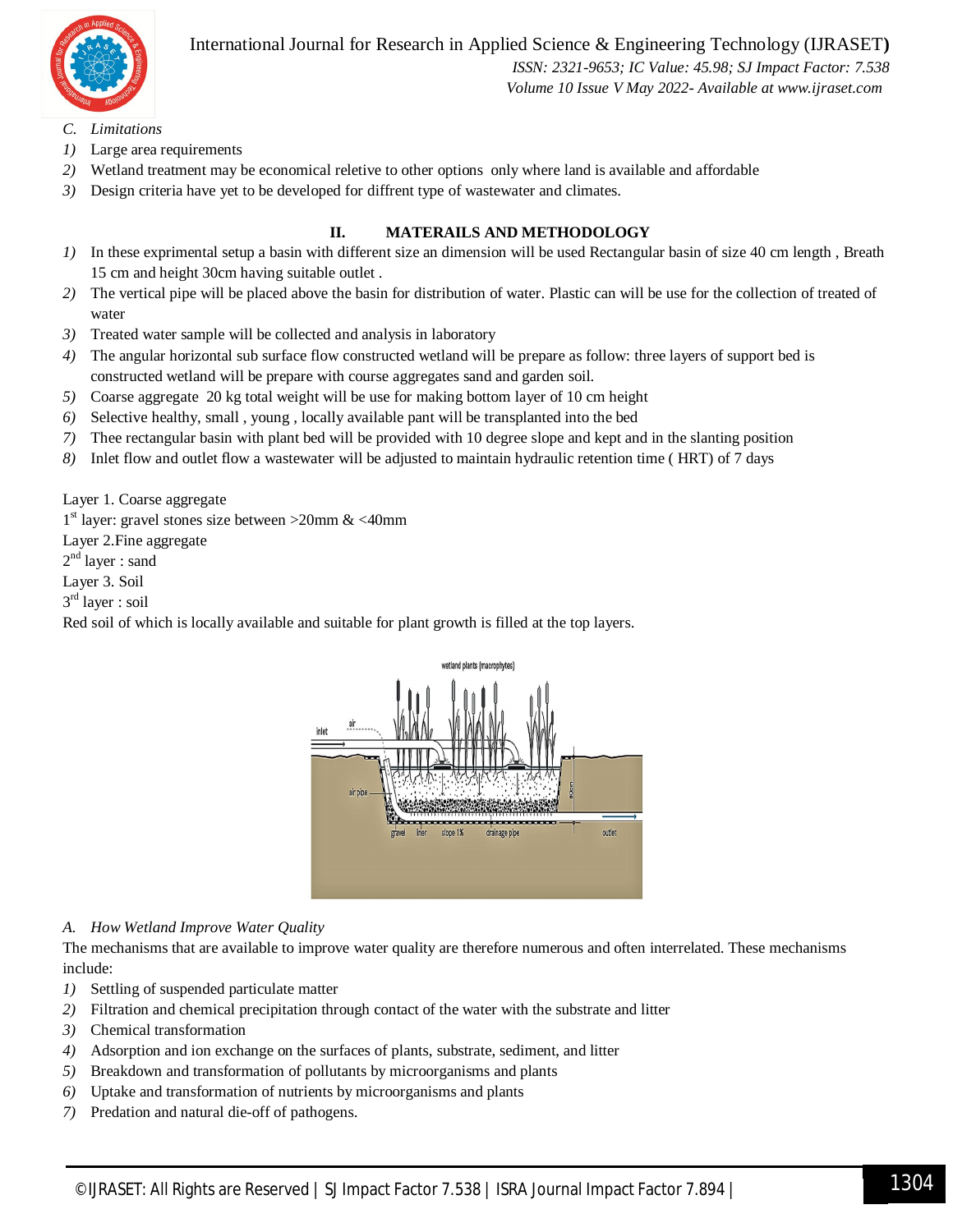### C. Limitations

1) Large area requirements
2) Wetland treatment may be economical reletive to other options only where land is available and affordable
3) Design criteria have yet to be developed for diffrent type of wastewater and climates.

## II. MATERAILS AND METHODOLOGY

1) In these exprimental setup a basin with different size an dimension will be used Rectangular basin of size 40 cm length , Breath 15 cm and height 30cm having suitable outlet .
2) The vertical pipe will be placed above the basin for distribution of water. Plastic can will be use for the collection of treated of water
3) Treated water sample will be collected and analysis in laboratory
4) The angular horizontal sub surface flow constructed wetland will be prepare as follow: three layers of support bed is constructed wetland will be prepare with course aggregates sand and garden soil.
5) Coarse aggregate 20 kg total weight will be use for making bottom layer of 10 cm height
6) Selective healthy, small , young , locally available pant will be transplanted into the bed
7) Thee rectangular basin with plant bed will be provided with 10 degree slope and kept and in the slanting position
8) Inlet flow and outlet flow a wastewater will be adjusted to maintain hydraulic retention time ( HRT) of 7 days

Layer 1. Coarse aggregate
1st layer: gravel stones size between >20mm & <40mm
Layer 2.Fine aggregate
2nd layer : sand
Layer 3. Soil
3rd layer : soil
Red soil of which is locally available and suitable for plant growth is filled at the top layers.

### A. How Wetland Improve Water Quality

The mechanisms that are available to improve water quality are therefore numerous and often interrelated. These mechanisms include:

1) Settling of suspended particulate matter
2) Filtration and chemical precipitation through contact of the water with the substrate and litter
3) Chemical transformation
4) Adsorption and ion exchange on the surfaces of plants, substrate, sediment, and litter
5) Breakdown and transformation of pollutants by microorganisms and plants
6) Uptake and transformation of nutrients by microorganisms and plants
7) Predation and natural die-off of pathogens.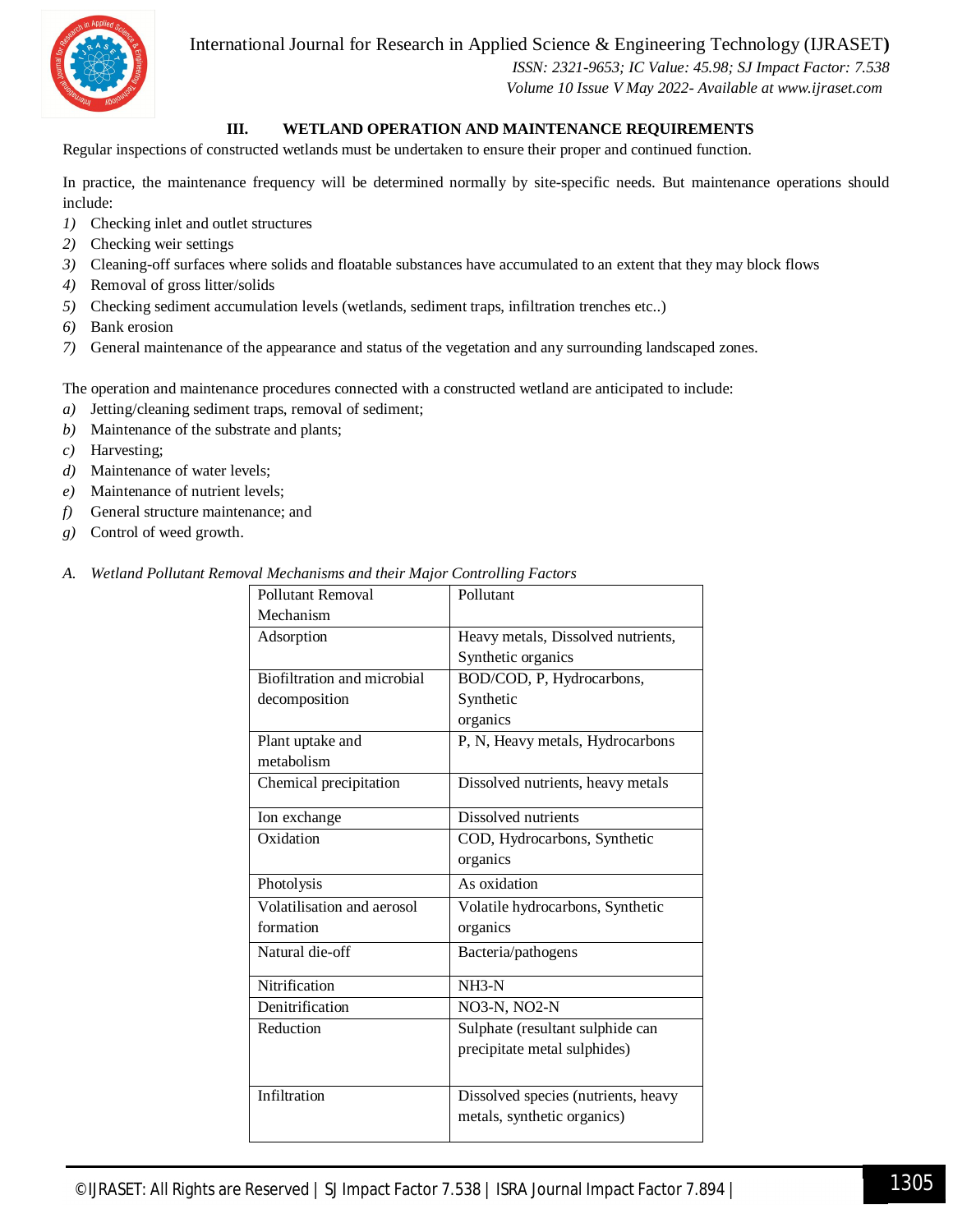## III. WETLAND OPERATION AND MAINTENANCE REQUIREMENTS

Regular inspections of constructed wetlands must be undertaken to ensure their proper and continued function.

In practice, the maintenance frequency will be determined normally by site-specific needs. But maintenance operations should include:

1) Checking inlet and outlet structures
2) Checking weir settings
3) Cleaning-off surfaces where solids and floatable substances have accumulated to an extent that they may block flows
4) Removal of gross litter/solids
5) Checking sediment accumulation levels (wetlands, sediment traps, infiltration trenches etc..)
6) Bank erosion
7) General maintenance of the appearance and status of the vegetation and any surrounding landscaped zones.

The operation and maintenance procedures connected with a constructed wetland are anticipated to include:

a) Jetting/cleaning sediment traps, removal of sediment;
b) Maintenance of the substrate and plants;
c) Harvesting;
d) Maintenance of water levels;
e) Maintenance of nutrient levels;
f) General structure maintenance; and
g) Control of weed growth.

### A. *Wetland Pollutant Removal Mechanisms and their Major Controlling Factors*

| Pollutant Removal Mechanism | Pollutant |
|---|---|
| Adsorption | Heavy metals, Dissolved nutrients, Synthetic organics |
| Biofiltration and microbial decomposition | BOD/COD, P, Hydrocarbons, Synthetic organics |
| Plant uptake and metabolism | P, N, Heavy metals, Hydrocarbons |
| Chemical precipitation | Dissolved nutrients, heavy metals |
| Ion exchange | Dissolved nutrients |
| Oxidation | COD, Hydrocarbons, Synthetic organics |
| Photolysis | As oxidation |
| Volatilisation and aerosol formation | Volatile hydrocarbons, Synthetic organics |
| Natural die-off | Bacteria/pathogens |
| Nitrification | $NH_3$-N |
| Denitrification | $NO_3$-N, $NO_2$-N |
| Reduction | Sulphate (resultant sulphide can precipitate metal sulphides) |
| Infiltration | Dissolved species (nutrients, heavy metals, synthetic organics) |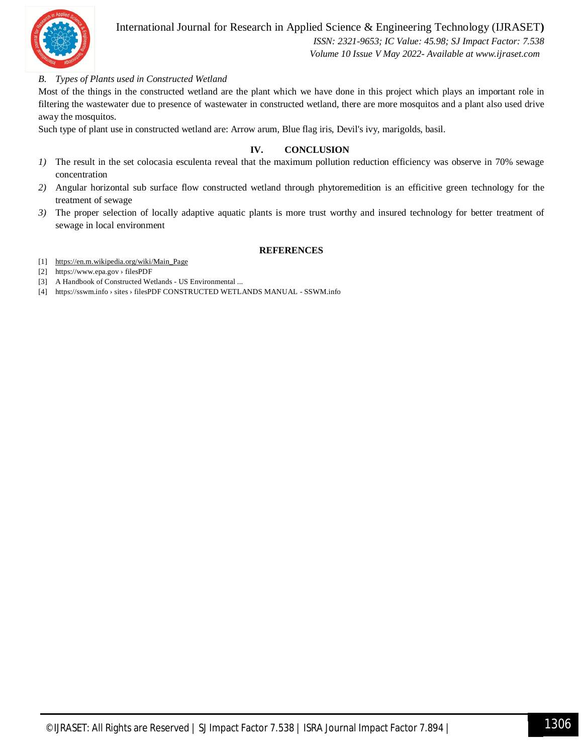### B. Types of Plants used in Constructed Wetland

Most of the things in the constructed wetland are the plant which we have done in this project which plays an important role in filtering the wastewater due to presence of wastewater in constructed wetland, there are more mosquitos and a plant also used drive away the mosquitos.

Such type of plant use in constructed wetland are: Arrow arum, Blue flag iris, Devil's ivy, marigolds, basil.

## IV. CONCLUSION

1) The result in the set colocasia esculenta reveal that the maximum pollution reduction efficiency was observe in 70% sewage concentration
2) Angular horizontal sub surface flow constructed wetland through phytoremedition is an efficitive green technology for the treatment of sewage
3) The proper selection of locally adaptive aquatic plants is more trust worthy and insured technology for better treatment of sewage in local environment

## REFERENCES

[1] https://en.m.wikipedia.org/wiki/Main_Page
[2] https://www.epa.gov › filesPDF
[3] A Handbook of Constructed Wetlands - US Environmental ...
[4] https://sswm.info › sites › filesPDF CONSTRUCTED WETLANDS MANUAL - SSWM.info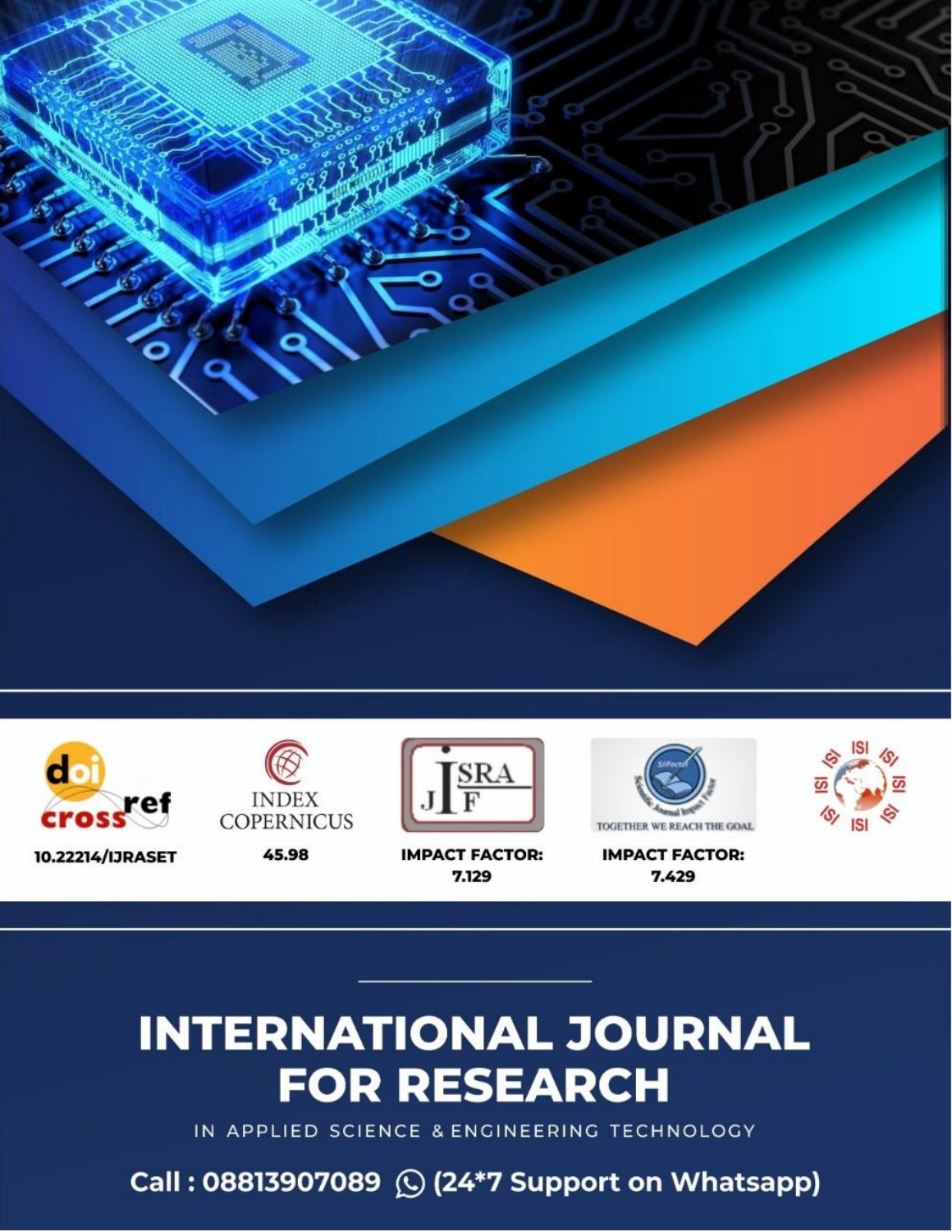10.22214/IJRASET

45.98

IMPACT FACTOR: 7.129

IMPACT FACTOR: 7.429

# INTERNATIONAL JOURNAL FOR RESEARCH

IN APPLIED SCIENCE & ENGINEERING TECHNOLOGY

Call : 08813907089 (24*7 Support on Whatsapp)